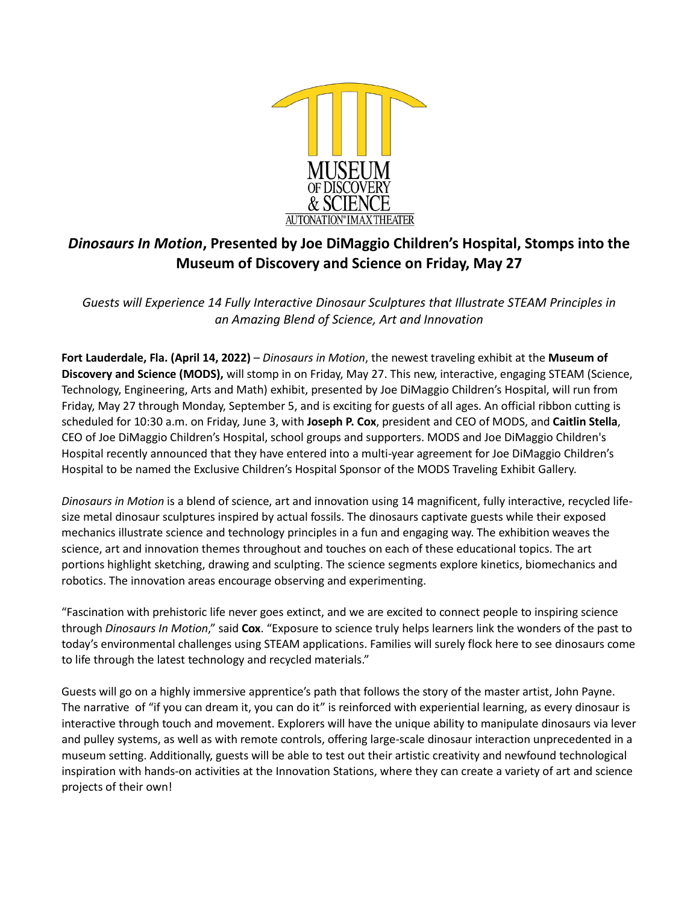MUSEUM OF DISCOVERY & SCIENCE
AUTONATION® IMAX THEATER

# *Dinosaurs In Motion*, Presented by Joe DiMaggio Children's Hospital, Stomps into the Museum of Discovery and Science on Friday, May 27

*Guests will Experience 14 Fully Interactive Dinosaur Sculptures that Illustrate STEAM Principles in an Amazing Blend of Science, Art and Innovation*

**Fort Lauderdale, Fla. (April 14, 2022)** – *Dinosaurs in Motion*, the newest traveling exhibit at the **Museum of Discovery and Science (MODS),** will stomp in on Friday, May 27. This new, interactive, engaging STEAM (Science, Technology, Engineering, Arts and Math) exhibit, presented by Joe DiMaggio Children's Hospital, will run from Friday, May 27 through Monday, September 5, and is exciting for guests of all ages. An official ribbon cutting is scheduled for 10:30 a.m. on Friday, June 3, with **Joseph P. Cox**, president and CEO of MODS, and **Caitlin Stella**, CEO of Joe DiMaggio Children's Hospital, school groups and supporters. MODS and Joe DiMaggio Children's Hospital recently announced that they have entered into a multi-year agreement for Joe DiMaggio Children's Hospital to be named the Exclusive Children's Hospital Sponsor of the MODS Traveling Exhibit Gallery.

*Dinosaurs in Motion* is a blend of science, art and innovation using 14 magnificent, fully interactive, recycled life-size metal dinosaur sculptures inspired by actual fossils. The dinosaurs captivate guests while their exposed mechanics illustrate science and technology principles in a fun and engaging way. The exhibition weaves the science, art and innovation themes throughout and touches on each of these educational topics. The art portions highlight sketching, drawing and sculpting. The science segments explore kinetics, biomechanics and robotics. The innovation areas encourage observing and experimenting.

"Fascination with prehistoric life never goes extinct, and we are excited to connect people to inspiring science through *Dinosaurs In Motion*," said **Cox**. "Exposure to science truly helps learners link the wonders of the past to today's environmental challenges using STEAM applications. Families will surely flock here to see dinosaurs come to life through the latest technology and recycled materials."

Guests will go on a highly immersive apprentice's path that follows the story of the master artist, John Payne. The narrative of "if you can dream it, you can do it" is reinforced with experiential learning, as every dinosaur is interactive through touch and movement. Explorers will have the unique ability to manipulate dinosaurs via lever and pulley systems, as well as with remote controls, offering large-scale dinosaur interaction unprecedented in a museum setting. Additionally, guests will be able to test out their artistic creativity and newfound technological inspiration with hands-on activities at the Innovation Stations, where they can create a variety of art and science projects of their own!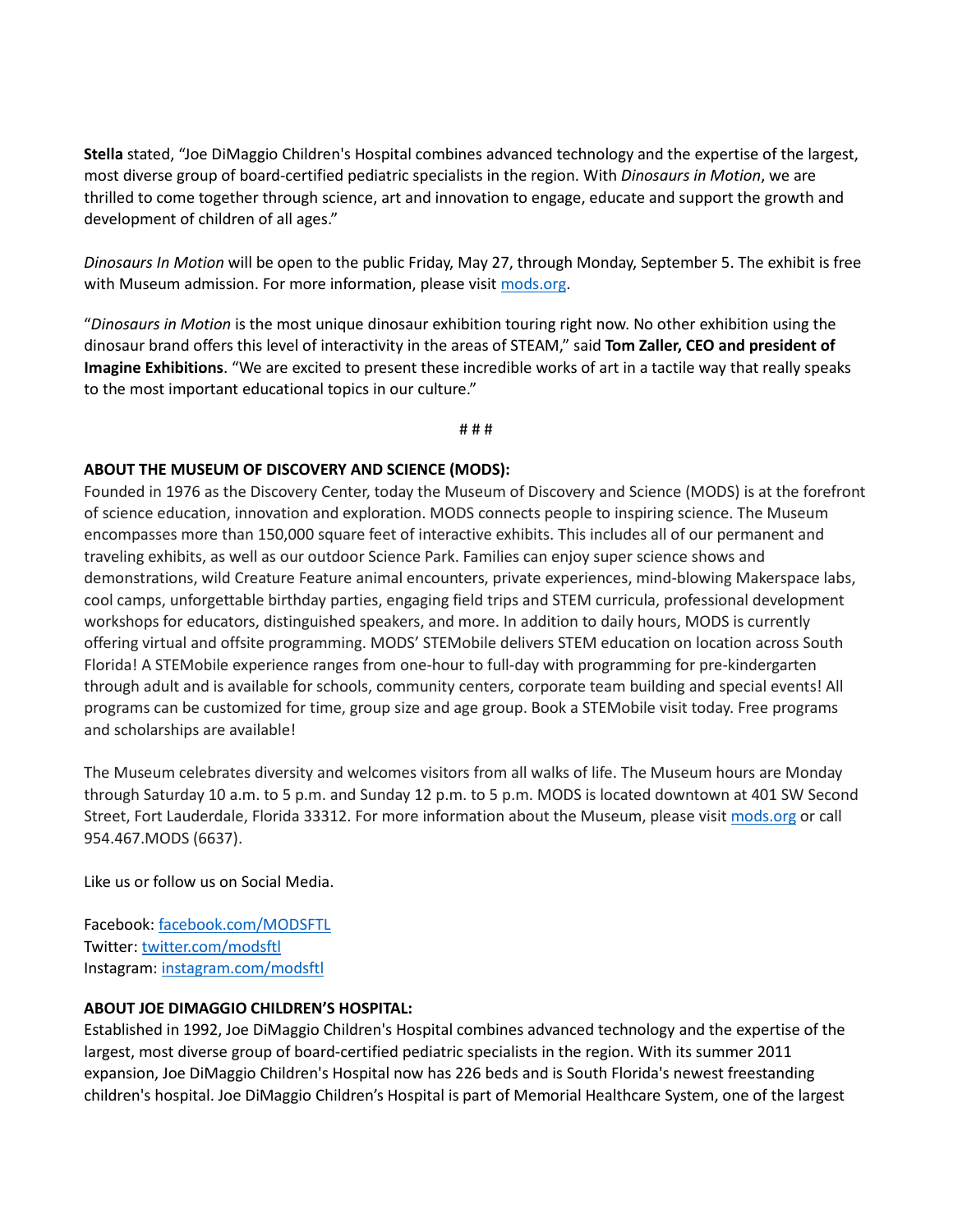**Stella** stated, "Joe DiMaggio Children's Hospital combines advanced technology and the expertise of the largest, most diverse group of board-certified pediatric specialists in the region. With *Dinosaurs in Motion*, we are thrilled to come together through science, art and innovation to engage, educate and support the growth and development of children of all ages."

*Dinosaurs In Motion* will be open to the public Friday, May 27, through Monday, September 5. The exhibit is free with Museum admission. For more information, please visit [mods.org](mods.org).

"*Dinosaurs in Motion* is the most unique dinosaur exhibition touring right now. No other exhibition using the dinosaur brand offers this level of interactivity in the areas of STEAM," said **Tom Zaller, CEO and president of Imagine Exhibitions**. "We are excited to present these incredible works of art in a tactile way that really speaks to the most important educational topics in our culture."

# # #

**ABOUT THE MUSEUM OF DISCOVERY AND SCIENCE (MODS):**

Founded in 1976 as the Discovery Center, today the Museum of Discovery and Science (MODS) is at the forefront of science education, innovation and exploration. MODS connects people to inspiring science. The Museum encompasses more than 150,000 square feet of interactive exhibits. This includes all of our permanent and traveling exhibits, as well as our outdoor Science Park. Families can enjoy super science shows and demonstrations, wild Creature Feature animal encounters, private experiences, mind-blowing Makerspace labs, cool camps, unforgettable birthday parties, engaging field trips and STEM curricula, professional development workshops for educators, distinguished speakers, and more. In addition to daily hours, MODS is currently offering virtual and offsite programming. MODS' STEMobile delivers STEM education on location across South Florida! A STEMobile experience ranges from one-hour to full-day with programming for pre-kindergarten through adult and is available for schools, community centers, corporate team building and special events! All programs can be customized for time, group size and age group. Book a STEMobile visit today. Free programs and scholarships are available!

The Museum celebrates diversity and welcomes visitors from all walks of life. The Museum hours are Monday through Saturday 10 a.m. to 5 p.m. and Sunday 12 p.m. to 5 p.m. MODS is located downtown at 401 SW Second Street, Fort Lauderdale, Florida 33312. For more information about the Museum, please visit [mods.org](mods.org) or call 954.467.MODS (6637).

Like us or follow us on Social Media.

Facebook: [facebook.com/MODSFTL](facebook.com/MODSFTL)
Twitter: [twitter.com/modsftl](twitter.com/modsftl)
Instagram: [instagram.com/modsftl](instagram.com/modsftl)

**ABOUT JOE DIMAGGIO CHILDREN'S HOSPITAL:**

Established in 1992, Joe DiMaggio Children's Hospital combines advanced technology and the expertise of the largest, most diverse group of board-certified pediatric specialists in the region. With its summer 2011 expansion, Joe DiMaggio Children's Hospital now has 226 beds and is South Florida's newest freestanding children's hospital. Joe DiMaggio Children's Hospital is part of Memorial Healthcare System, one of the largest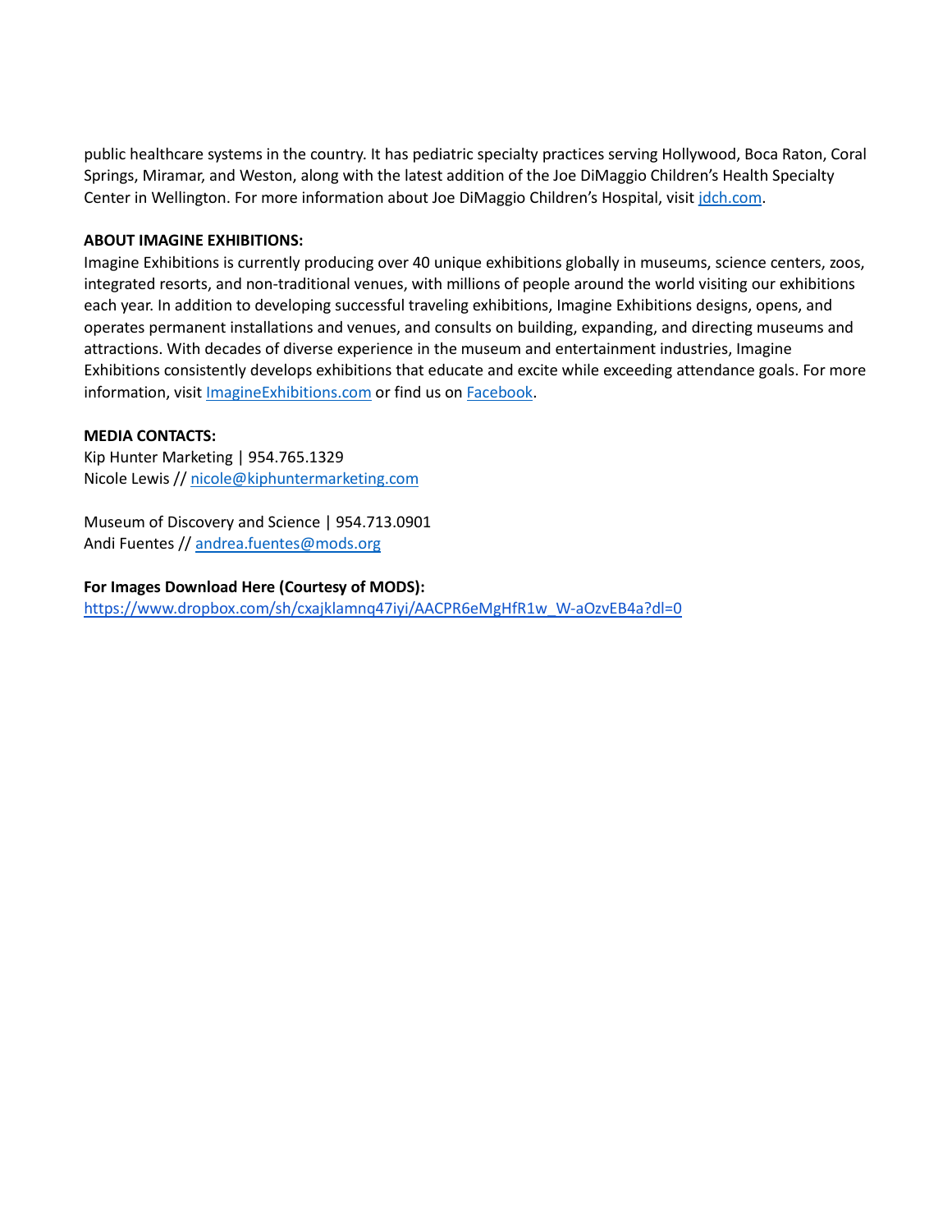public healthcare systems in the country. It has pediatric specialty practices serving Hollywood, Boca Raton, Coral Springs, Miramar, and Weston, along with the latest addition of the Joe DiMaggio Children's Health Specialty Center in Wellington. For more information about Joe DiMaggio Children's Hospital, visit [jdch.com](jdch.com).

**ABOUT IMAGINE EXHIBITIONS:**

Imagine Exhibitions is currently producing over 40 unique exhibitions globally in museums, science centers, zoos, integrated resorts, and non-traditional venues, with millions of people around the world visiting our exhibitions each year. In addition to developing successful traveling exhibitions, Imagine Exhibitions designs, opens, and operates permanent installations and venues, and consults on building, expanding, and directing museums and attractions. With decades of diverse experience in the museum and entertainment industries, Imagine Exhibitions consistently develops exhibitions that educate and excite while exceeding attendance goals. For more information, visit ImagineExhibitions.com or find us on Facebook.

**MEDIA CONTACTS:**

Kip Hunter Marketing | 954.765.1329
Nicole Lewis // nicole@kiphuntermarketing.com

Museum of Discovery and Science | 954.713.0901
Andi Fuentes // andrea.fuentes@mods.org

**For Images Download Here (Courtesy of MODS):**
https://www.dropbox.com/sh/cxajklamnq47iyi/AACPR6eMgHfR1w_W-aOzvEB4a?dl=0